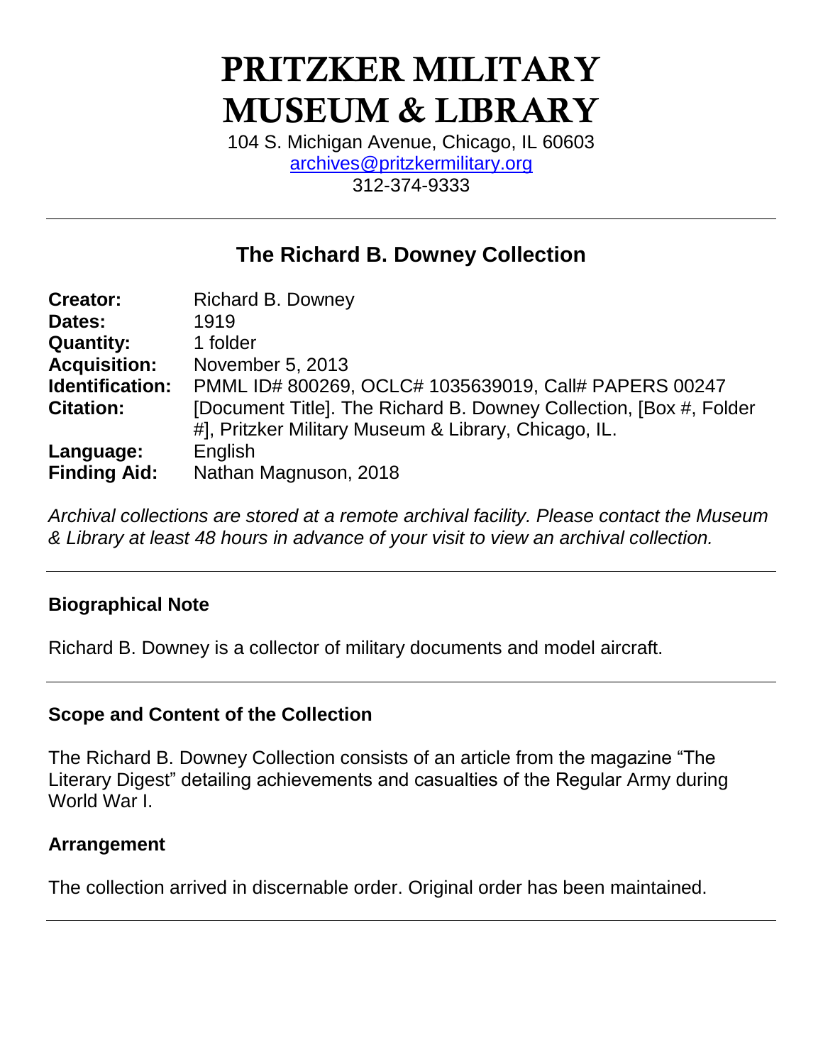# PRITZKER MILITARY MUSEUM & LIBRARY

104 S. Michigan Avenue, Chicago, IL 60603
archives@pritzkermilitary.org
312-374-9333

---

## The Richard B. Downey Collection

**Creator:** Richard B. Downey
**Dates:** 1919
**Quantity:** 1 folder
**Acquisition:** November 5, 2013
**Identification:** PMML ID# 800269, OCLC# 1035639019, Call# PAPERS 00247
**Citation:** [Document Title]. The Richard B. Downey Collection, [Box #, Folder #], Pritzker Military Museum & Library, Chicago, IL.
**Language:** English
**Finding Aid:** Nathan Magnuson, 2018

*Archival collections are stored at a remote archival facility. Please contact the Museum & Library at least 48 hours in advance of your visit to view an archival collection.*

---

### Biographical Note

Richard B. Downey is a collector of military documents and model aircraft.

---

### Scope and Content of the Collection

The Richard B. Downey Collection consists of an article from the magazine "The Literary Digest" detailing achievements and casualties of the Regular Army during World War I.

### Arrangement

The collection arrived in discernable order. Original order has been maintained.

---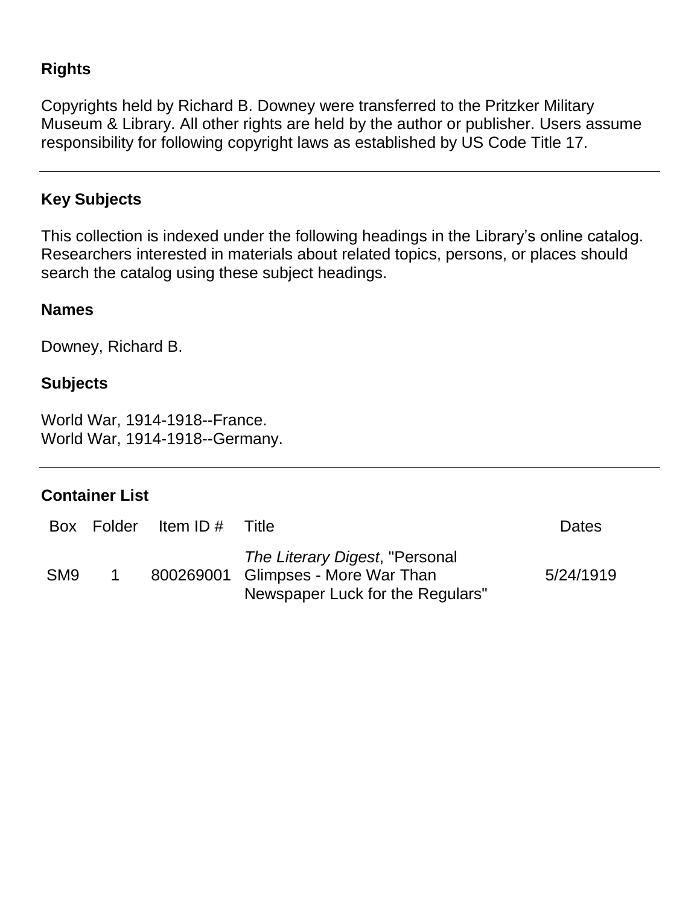## Rights

Copyrights held by Richard B. Downey were transferred to the Pritzker Military Museum & Library. All other rights are held by the author or publisher. Users assume responsibility for following copyright laws as established by US Code Title 17.

---

## Key Subjects

This collection is indexed under the following headings in the Library's online catalog. Researchers interested in materials about related topics, persons, or places should search the catalog using these subject headings.

### Names

Downey, Richard B.

### Subjects

World War, 1914-1918--France.
World War, 1914-1918--Germany.

---

## Container List

| Box | Folder | Item ID # | Title | Dates |
|---|---|---|---|---|
| SM9 | 1 | 800269001 | *The Literary Digest*, "Personal Glimpses - More War Than Newspaper Luck for the Regulars" | 5/24/1919 |